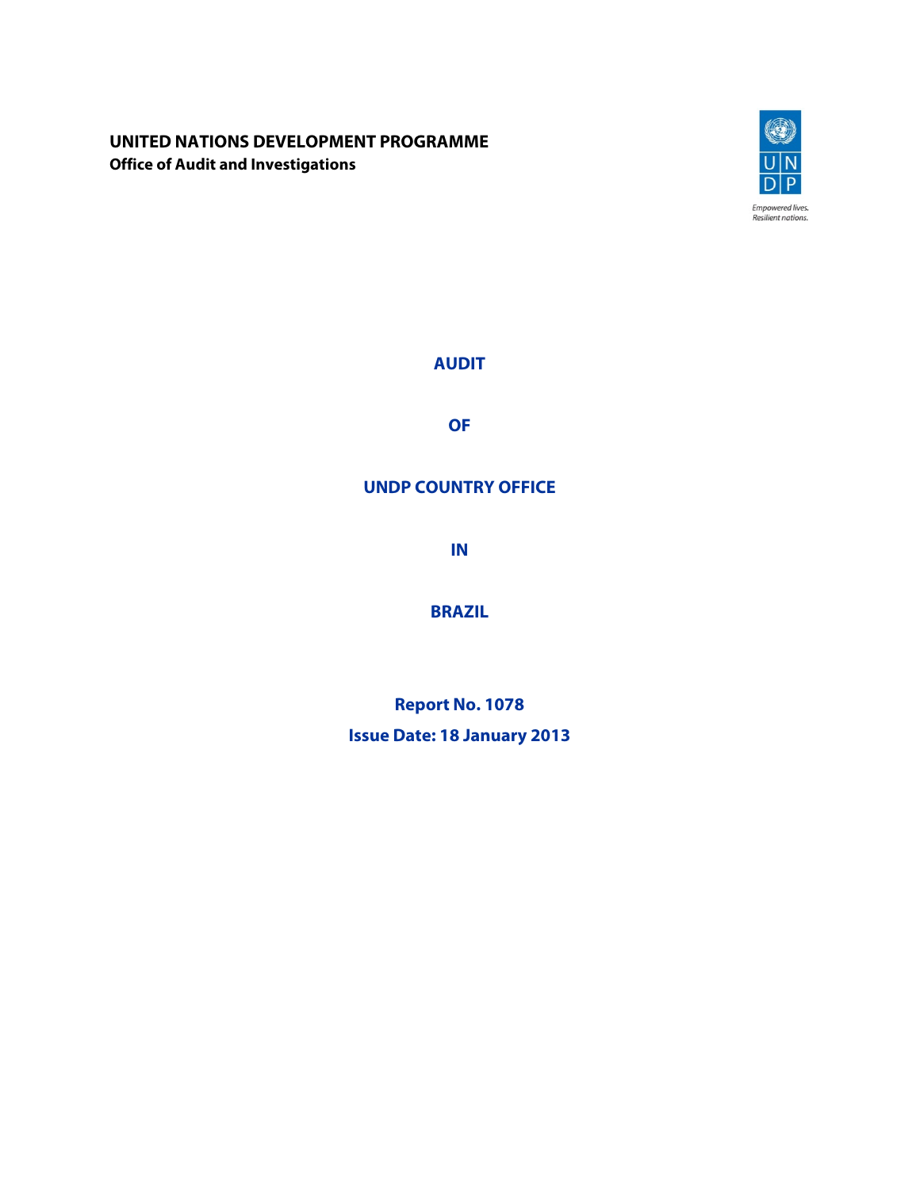**UNITED NATIONS DEVELOPMENT PROGRAMME**
**Office of Audit and Investigations**

Empowered lives.
Resilient nations.

# AUDIT

# OF

# UNDP COUNTRY OFFICE

# IN

# BRAZIL

**Report No. 1078**

**Issue Date: 18 January 2013**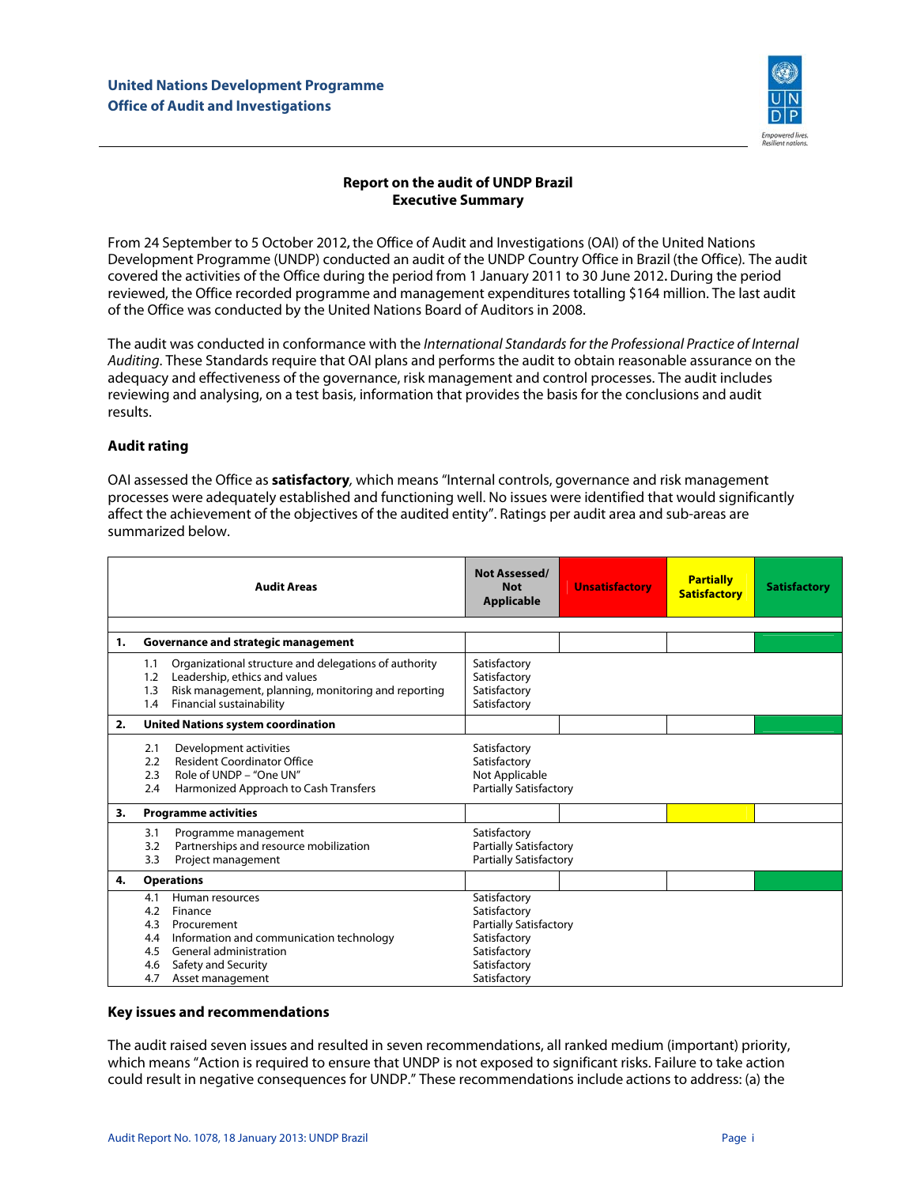**United Nations Development Programme**
**Office of Audit and Investigations**

**Report on the audit of UNDP Brazil**
**Executive Summary**

From 24 September to 5 October 2012, the Office of Audit and Investigations (OAI) of the United Nations Development Programme (UNDP) conducted an audit of the UNDP Country Office in Brazil (the Office). The audit covered the activities of the Office during the period from 1 January 2011 to 30 June 2012. During the period reviewed, the Office recorded programme and management expenditures totalling $164 million. The last audit of the Office was conducted by the United Nations Board of Auditors in 2008.

The audit was conducted in conformance with the *International Standards for the Professional Practice of Internal Auditing*. These Standards require that OAI plans and performs the audit to obtain reasonable assurance on the adequacy and effectiveness of the governance, risk management and control processes. The audit includes reviewing and analysing, on a test basis, information that provides the basis for the conclusions and audit results.

### Audit rating

OAI assessed the Office as **satisfactory**, which means "Internal controls, governance and risk management processes were adequately established and functioning well. No issues were identified that would significantly affect the achievement of the objectives of the audited entity". Ratings per audit area and sub-areas are summarized below.

| Audit Areas | Not Assessed/ Not Applicable | Unsatisfactory | Partially Satisfactory | Satisfactory |
|---|---|---|---|---|
| **1. Governance and strategic management** | | | | Satisfactory |
| 1.1 Organizational structure and delegations of authority | Satisfactory | | | |
| 1.2 Leadership, ethics and values | Satisfactory | | | |
| 1.3 Risk management, planning, monitoring and reporting | Satisfactory | | | |
| 1.4 Financial sustainability | Satisfactory | | | |
| **2. United Nations system coordination** | | | | Satisfactory |
| 2.1 Development activities | Satisfactory | | | |
| 2.2 Resident Coordinator Office | Satisfactory | | | |
| 2.3 Role of UNDP – "One UN" | Not Applicable | | | |
| 2.4 Harmonized Approach to Cash Transfers | Partially Satisfactory | | | |
| **3. Programme activities** | | | Partially Satisfactory | |
| 3.1 Programme management | Satisfactory | | | |
| 3.2 Partnerships and resource mobilization | Partially Satisfactory | | | |
| 3.3 Project management | Partially Satisfactory | | | |
| **4. Operations** | | | | Satisfactory |
| 4.1 Human resources | Satisfactory | | | |
| 4.2 Finance | Satisfactory | | | |
| 4.3 Procurement | Partially Satisfactory | | | |
| 4.4 Information and communication technology | Satisfactory | | | |
| 4.5 General administration | Satisfactory | | | |
| 4.6 Safety and Security | Satisfactory | | | |
| 4.7 Asset management | Satisfactory | | | |

### Key issues and recommendations

The audit raised seven issues and resulted in seven recommendations, all ranked medium (important) priority, which means "Action is required to ensure that UNDP is not exposed to significant risks. Failure to take action could result in negative consequences for UNDP." These recommendations include actions to address: (a) the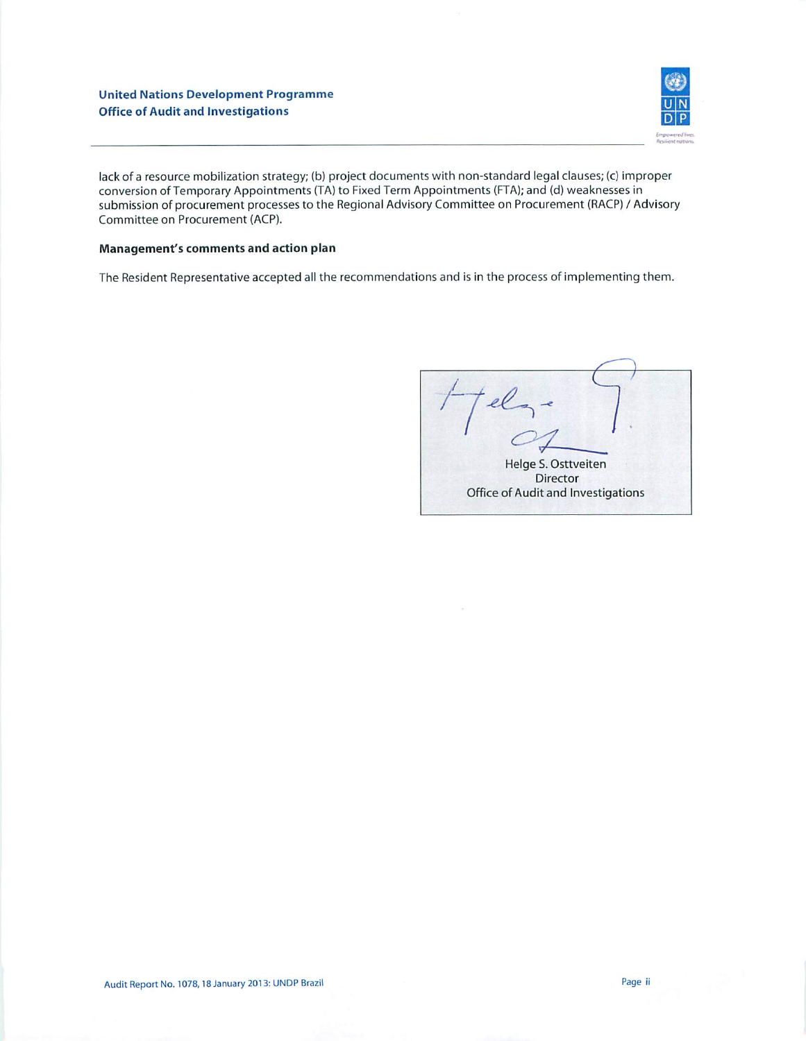lack of a resource mobilization strategy; (b) project documents with non-standard legal clauses; (c) improper conversion of Temporary Appointments (TA) to Fixed Term Appointments (FTA); and (d) weaknesses in submission of procurement processes to the Regional Advisory Committee on Procurement (RACP) / Advisory Committee on Procurement (ACP).

**Management's comments and action plan**

The Resident Representative accepted all the recommendations and is in the process of implementing them.

Helge S. Osttveiten
Director
Office of Audit and Investigations